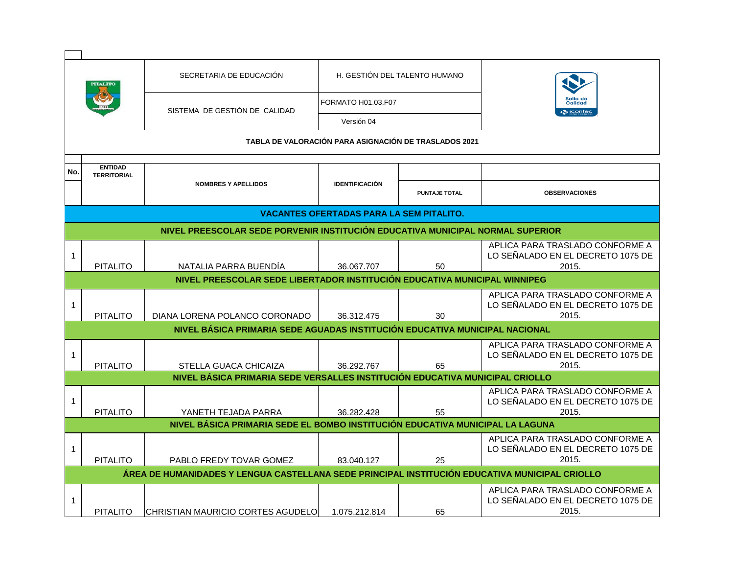| SECRETARIA DE EDUCACIÓN | H. GESTIÓN DEL TALENTO HUMANO |
|---|---|
| SISTEMA DE GESTIÓN DE CALIDAD | FORMATO H01.03.F07 |
| | Versión 04 |

**TABLA DE VALORACIÓN PARA ASIGNACIÓN DE TRASLADOS 2021**

| No. | ENTIDAD TERRITORIAL | NOMBRES Y APELLIDOS | IDENTIFICACIÓN | PUNTAJE TOTAL | OBSERVACIONES |
|---|---|---|---|---|---|
| **VACANTES OFERTADAS PARA LA SEM PITALITO.** | | | | | |
| **NIVEL PREESCOLAR SEDE PORVENIR INSTITUCIÓN EDUCATIVA MUNICIPAL NORMAL SUPERIOR** | | | | | |
| 1 | PITALITO | NATALIA PARRA BUENDÍA | 36.067.707 | 50 | APLICA PARA TRASLADO CONFORME A LO SEÑALADO EN EL DECRETO 1075 DE 2015. |
| **NIVEL PREESCOLAR SEDE LIBERTADOR INSTITUCIÓN EDUCATIVA MUNICIPAL WINNIPEG** | | | | | |
| 1 | PITALITO | DIANA LORENA POLANCO CORONADO | 36.312.475 | 30 | APLICA PARA TRASLADO CONFORME A LO SEÑALADO EN EL DECRETO 1075 DE 2015. |
| **NIVEL BÁSICA PRIMARIA SEDE AGUADAS INSTITUCIÓN EDUCATIVA MUNICIPAL NACIONAL** | | | | | |
| 1 | PITALITO | STELLA GUACA CHICAIZA | 36.292.767 | 65 | APLICA PARA TRASLADO CONFORME A LO SEÑALADO EN EL DECRETO 1075 DE 2015. |
| **NIVEL BÁSICA PRIMARIA SEDE VERSALLES INSTITUCIÓN EDUCATIVA MUNICIPAL CRIOLLO** | | | | | |
| 1 | PITALITO | YANETH TEJADA PARRA | 36.282.428 | 55 | APLICA PARA TRASLADO CONFORME A LO SEÑALADO EN EL DECRETO 1075 DE 2015. |
| **NIVEL BÁSICA PRIMARIA SEDE EL BOMBO INSTITUCIÓN EDUCATIVA MUNICIPAL LA LAGUNA** | | | | | |
| 1 | PITALITO | PABLO FREDY TOVAR GOMEZ | 83.040.127 | 25 | APLICA PARA TRASLADO CONFORME A LO SEÑALADO EN EL DECRETO 1075 DE 2015. |
| **ÁREA DE HUMANIDADES Y LENGUA CASTELLANA SEDE PRINCIPAL INSTITUCIÓN EDUCATIVA MUNICIPAL CRIOLLO** | | | | | |
| 1 | PITALITO | CHRISTIAN MAURICIO CORTES AGUDELO | 1.075.212.814 | 65 | APLICA PARA TRASLADO CONFORME A LO SEÑALADO EN EL DECRETO 1075 DE 2015. |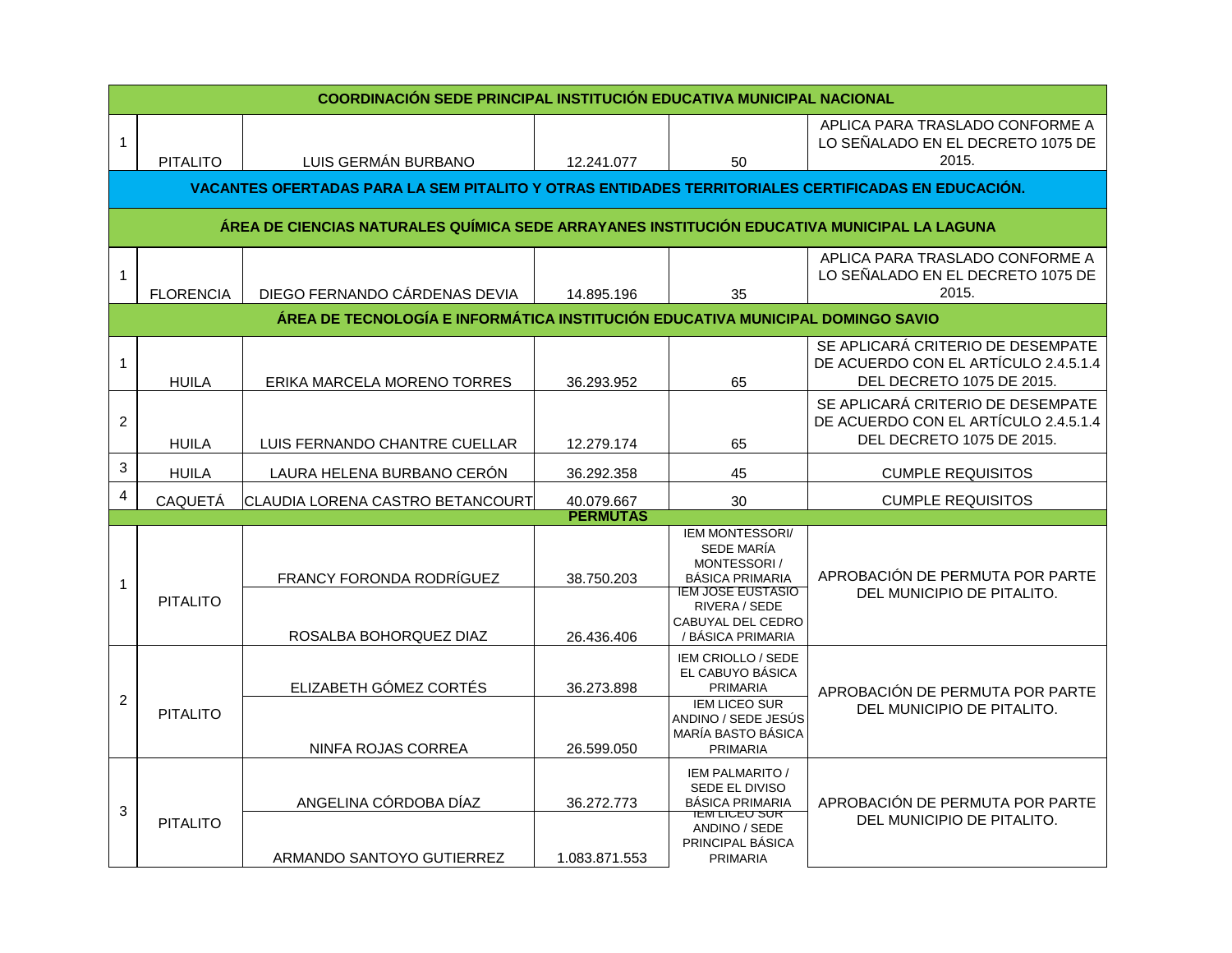| | | | | | |
|---|---|---|---|---|---|
| **COORDINACIÓN SEDE PRINCIPAL INSTITUCIÓN EDUCATIVA MUNICIPAL NACIONAL** | | | | | |
| 1 | PITALITO | LUIS GERMÁN BURBANO | 12.241.077 | 50 | APLICA PARA TRASLADO CONFORME A LO SEÑALADO EN EL DECRETO 1075 DE 2015. |
| **VACANTES OFERTADAS PARA LA SEM PITALITO Y OTRAS ENTIDADES TERRITORIALES CERTIFICADAS EN EDUCACIÓN.** | | | | | |
| **ÁREA DE CIENCIAS NATURALES QUÍMICA SEDE ARRAYANES INSTITUCIÓN EDUCATIVA MUNICIPAL LA LAGUNA** | | | | | |
| 1 | FLORENCIA | DIEGO FERNANDO CÁRDENAS DEVIA | 14.895.196 | 35 | APLICA PARA TRASLADO CONFORME A LO SEÑALADO EN EL DECRETO 1075 DE 2015. |
| **ÁREA DE TECNOLOGÍA E INFORMÁTICA INSTITUCIÓN EDUCATIVA MUNICIPAL DOMINGO SAVIO** | | | | | |
| 1 | HUILA | ERIKA MARCELA MORENO TORRES | 36.293.952 | 65 | SE APLICARÁ CRITERIO DE DESEMPATE DE ACUERDO CON EL ARTÍCULO 2.4.5.1.4 DEL DECRETO 1075 DE 2015. |
| 2 | HUILA | LUIS FERNANDO CHANTRE CUELLAR | 12.279.174 | 65 | SE APLICARÁ CRITERIO DE DESEMPATE DE ACUERDO CON EL ARTÍCULO 2.4.5.1.4 DEL DECRETO 1075 DE 2015. |
| 3 | HUILA | LAURA HELENA BURBANO CERÓN | 36.292.358 | 45 | CUMPLE REQUISITOS |
| 4 | CAQUETÁ | CLAUDIA LORENA CASTRO BETANCOURT | 40.079.667 | 30 | CUMPLE REQUISITOS |
| **PERMUTAS** | | | | | |
| 1 | PITALITO | FRANCY FORONDA RODRÍGUEZ | 38.750.203 | IEM MONTESSORI/ SEDE MARÍA MONTESSORI / BÁSICA PRIMARIA | APROBACIÓN DE PERMUTA POR PARTE DEL MUNICIPIO DE PITALITO. |
| | | ROSALBA BOHORQUEZ DIAZ | 26.436.406 | IEM JOSE EUSTASIO RIVERA / SEDE CABUYAL DEL CEDRO / BÁSICA PRIMARIA | |
| 2 | PITALITO | ELIZABETH GÓMEZ CORTÉS | 36.273.898 | IEM CRIOLLO / SEDE EL CABUYO BÁSICA PRIMARIA | APROBACIÓN DE PERMUTA POR PARTE DEL MUNICIPIO DE PITALITO. |
| | | NINFA ROJAS CORREA | 26.599.050 | IEM LICEO SUR ANDINO / SEDE JESÚS MARÍA BASTO BÁSICA PRIMARIA | |
| 3 | PITALITO | ANGELINA CÓRDOBA DÍAZ | 36.272.773 | IEM PALMARITO / SEDE EL DIVISO BÁSICA PRIMARIA | APROBACIÓN DE PERMUTA POR PARTE DEL MUNICIPIO DE PITALITO. |
| | | ARMANDO SANTOYO GUTIERREZ | 1.083.871.553 | IEM LICEO SUR ANDINO / SEDE PRINCIPAL BÁSICA PRIMARIA | |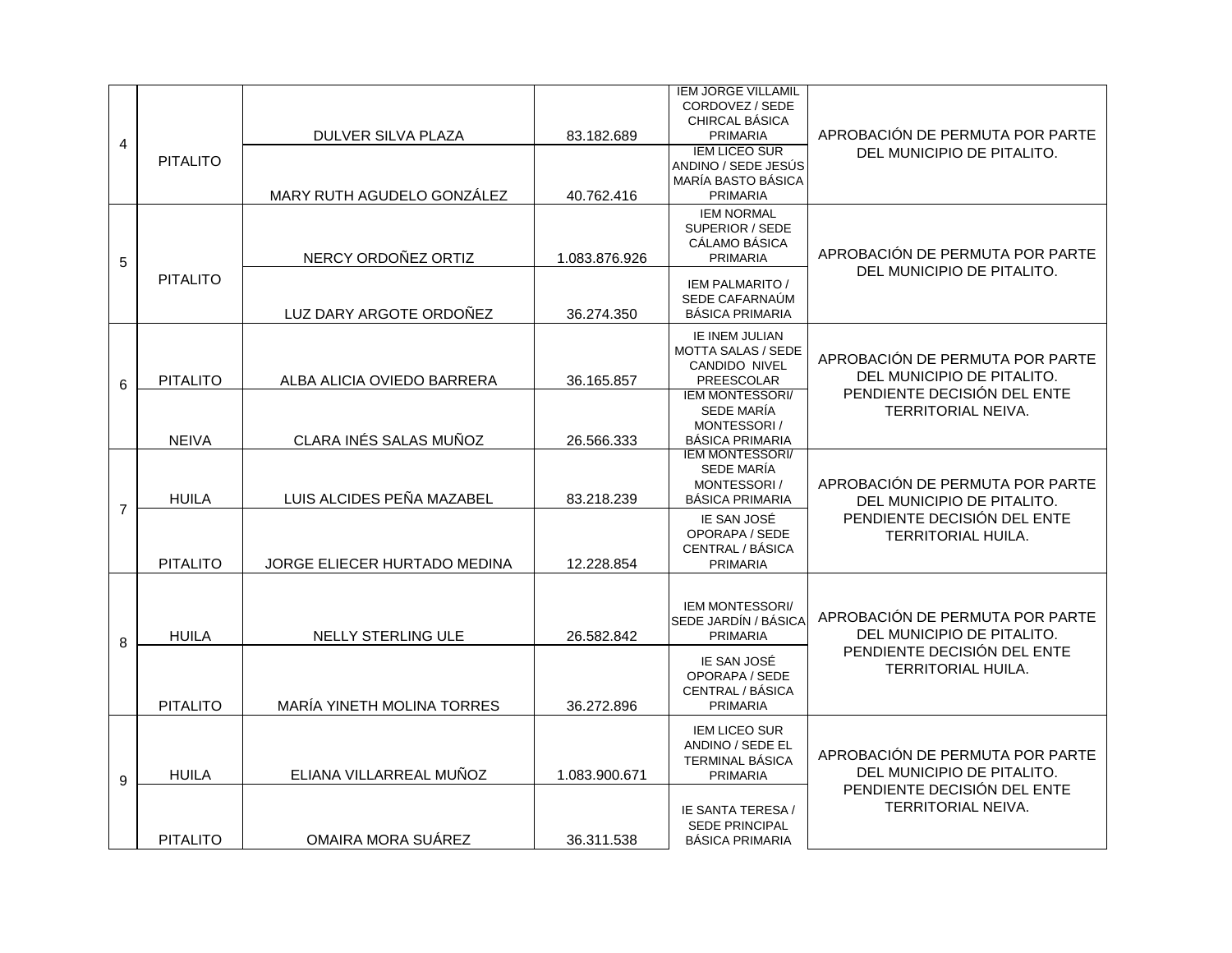| | | | | | |
|---|---|---|---|---|---|
| 4 | PITALITO | DULVER SILVA PLAZA | 83.182.689 | IEM JORGE VILLAMIL CORDOVEZ / SEDE CHIRCAL BÁSICA PRIMARIA | APROBACIÓN DE PERMUTA POR PARTE DEL MUNICIPIO DE PITALITO. |
| | | MARY RUTH AGUDELO GONZÁLEZ | 40.762.416 | IEM LICEO SUR ANDINO / SEDE JESÚS MARÍA BASTO BÁSICA PRIMARIA | |
| 5 | PITALITO | NERCY ORDOÑEZ ORTIZ | 1.083.876.926 | IEM NORMAL SUPERIOR / SEDE CÁLAMO BÁSICA PRIMARIA | APROBACIÓN DE PERMUTA POR PARTE DEL MUNICIPIO DE PITALITO. |
| | | LUZ DARY ARGOTE ORDOÑEZ | 36.274.350 | IEM PALMARITO / SEDE CAFARNAÚM BÁSICA PRIMARIA | |
| 6 | PITALITO | ALBA ALICIA OVIEDO BARRERA | 36.165.857 | IE INEM JULIAN MOTTA SALAS / SEDE CANDIDO NIVEL PREESCOLAR | APROBACIÓN DE PERMUTA POR PARTE DEL MUNICIPIO DE PITALITO. PENDIENTE DECISIÓN DEL ENTE TERRITORIAL NEIVA. |
| | NEIVA | CLARA INÉS SALAS MUÑOZ | 26.566.333 | IEM MONTESSORI/ SEDE MARÍA MONTESSORI / BÁSICA PRIMARIA | |
| 7 | HUILA | LUIS ALCIDES PEÑA MAZABEL | 83.218.239 | IEM MONTESSORI/ SEDE MARÍA MONTESSORI / BÁSICA PRIMARIA | APROBACIÓN DE PERMUTA POR PARTE DEL MUNICIPIO DE PITALITO. PENDIENTE DECISIÓN DEL ENTE TERRITORIAL HUILA. |
| | PITALITO | JORGE ELIECER HURTADO MEDINA | 12.228.854 | IE SAN JOSÉ OPORAPA / SEDE CENTRAL / BÁSICA PRIMARIA | |
| 8 | HUILA | NELLY STERLING ULE | 26.582.842 | IEM MONTESSORI/ SEDE JARDÍN / BÁSICA PRIMARIA | APROBACIÓN DE PERMUTA POR PARTE DEL MUNICIPIO DE PITALITO. PENDIENTE DECISIÓN DEL ENTE TERRITORIAL HUILA. |
| | PITALITO | MARÍA YINETH MOLINA TORRES | 36.272.896 | IE SAN JOSÉ OPORAPA / SEDE CENTRAL / BÁSICA PRIMARIA | |
| 9 | HUILA | ELIANA VILLARREAL MUÑOZ | 1.083.900.671 | IEM LICEO SUR ANDINO / SEDE EL TERMINAL BÁSICA PRIMARIA | APROBACIÓN DE PERMUTA POR PARTE DEL MUNICIPIO DE PITALITO. PENDIENTE DECISIÓN DEL ENTE TERRITORIAL NEIVA. |
| | PITALITO | OMAIRA MORA SUÁREZ | 36.311.538 | IE SANTA TERESA / SEDE PRINCIPAL BÁSICA PRIMARIA | |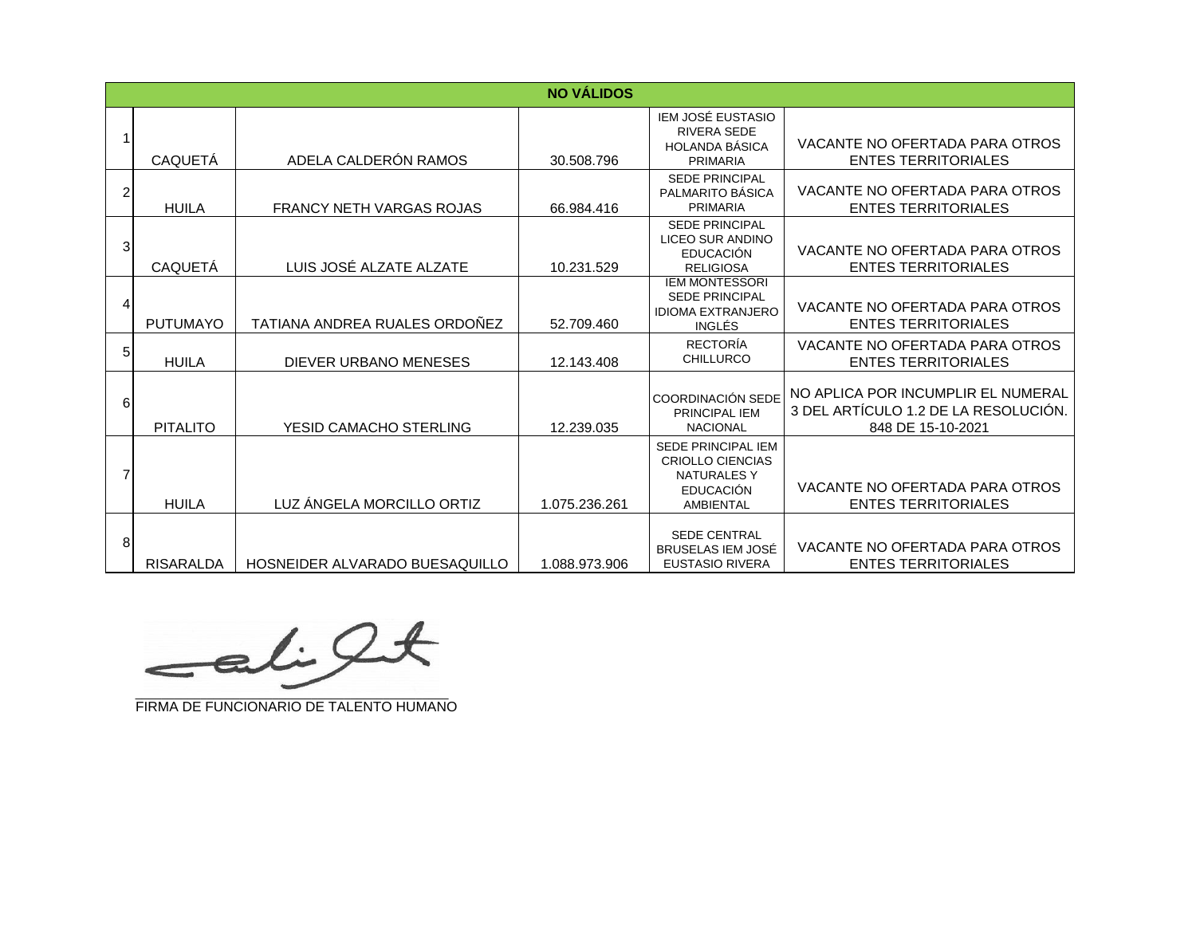| NO VÁLIDOS | | | | | |
|---|---|---|---|---|---|
| 1 | CAQUETÁ | ADELA CALDERÓN RAMOS | 30.508.796 | IEM JOSÉ EUSTASIO RIVERA SEDE HOLANDA BÁSICA PRIMARIA | VACANTE NO OFERTADA PARA OTROS ENTES TERRITORIALES |
| 2 | HUILA | FRANCY NETH VARGAS ROJAS | 66.984.416 | SEDE PRINCIPAL PALMARITO BÁSICA PRIMARIA | VACANTE NO OFERTADA PARA OTROS ENTES TERRITORIALES |
| 3 | CAQUETÁ | LUIS JOSÉ ALZATE ALZATE | 10.231.529 | SEDE PRINCIPAL LICEO SUR ANDINO EDUCACIÓN RELIGIOSA | VACANTE NO OFERTADA PARA OTROS ENTES TERRITORIALES |
| 4 | PUTUMAYO | TATIANA ANDREA RUALES ORDOÑEZ | 52.709.460 | IEM MONTESSORI SEDE PRINCIPAL IDIOMA EXTRANJERO INGLÉS | VACANTE NO OFERTADA PARA OTROS ENTES TERRITORIALES |
| 5 | HUILA | DIEVER URBANO MENESES | 12.143.408 | RECTORÍA CHILLURCO | VACANTE NO OFERTADA PARA OTROS ENTES TERRITORIALES |
| 6 | PITALITO | YESID CAMACHO STERLING | 12.239.035 | COORDINACIÓN SEDE PRINCIPAL IEM NACIONAL | NO APLICA POR INCUMPLIR EL NUMERAL 3 DEL ARTÍCULO 1.2 DE LA RESOLUCIÓN. 848 DE 15-10-2021 |
| 7 | HUILA | LUZ ÁNGELA MORCILLO ORTIZ | 1.075.236.261 | SEDE PRINCIPAL IEM CRIOLLO CIENCIAS NATURALES Y EDUCACIÓN AMBIENTAL | VACANTE NO OFERTADA PARA OTROS ENTES TERRITORIALES |
| 8 | RISARALDA | HOSNEIDER ALVARADO BUESAQUILLO | 1.088.973.906 | SEDE CENTRAL BRUSELAS IEM JOSÉ EUSTASIO RIVERA | VACANTE NO OFERTADA PARA OTROS ENTES TERRITORIALES |

FIRMA DE FUNCIONARIO DE TALENTO HUMANO